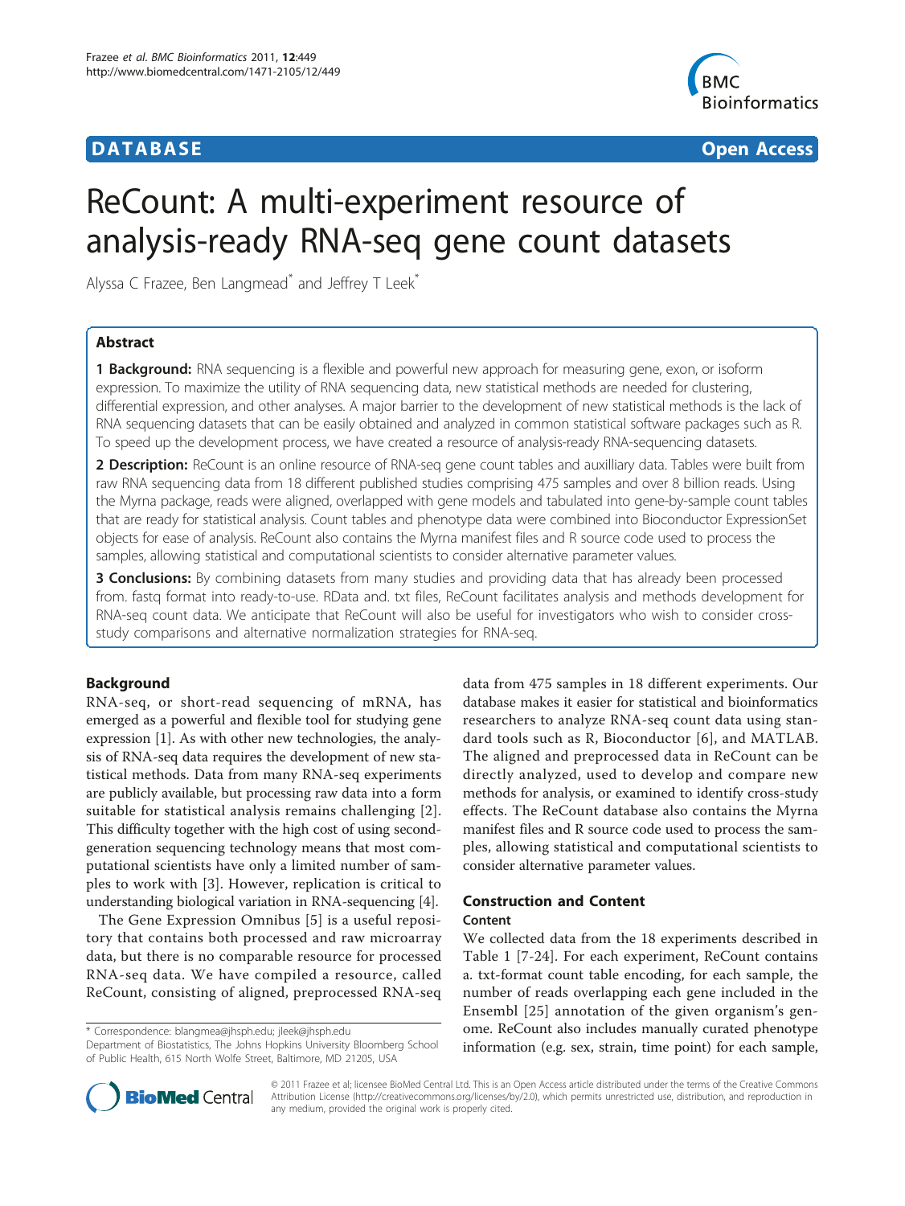**DATABASE** **Open Access**

# ReCount: A multi-experiment resource of analysis-ready RNA-seq gene count datasets

Alyssa C Frazee, Ben Langmead* and Jeffrey T Leek*

## Abstract

**1 Background:** RNA sequencing is a flexible and powerful new approach for measuring gene, exon, or isoform expression. To maximize the utility of RNA sequencing data, new statistical methods are needed for clustering, differential expression, and other analyses. A major barrier to the development of new statistical methods is the lack of RNA sequencing datasets that can be easily obtained and analyzed in common statistical software packages such as R. To speed up the development process, we have created a resource of analysis-ready RNA-sequencing datasets.

**2 Description:** ReCount is an online resource of RNA-seq gene count tables and auxilliary data. Tables were built from raw RNA sequencing data from 18 different published studies comprising 475 samples and over 8 billion reads. Using the Myrna package, reads were aligned, overlapped with gene models and tabulated into gene-by-sample count tables that are ready for statistical analysis. Count tables and phenotype data were combined into Bioconductor ExpressionSet objects for ease of analysis. ReCount also contains the Myrna manifest files and R source code used to process the samples, allowing statistical and computational scientists to consider alternative parameter values.

**3 Conclusions:** By combining datasets from many studies and providing data that has already been processed from. fastq format into ready-to-use. RData and. txt files, ReCount facilitates analysis and methods development for RNA-seq count data. We anticipate that ReCount will also be useful for investigators who wish to consider cross-study comparisons and alternative normalization strategies for RNA-seq.

## Background

RNA-seq, or short-read sequencing of mRNA, has emerged as a powerful and flexible tool for studying gene expression [1]. As with other new technologies, the analysis of RNA-seq data requires the development of new statistical methods. Data from many RNA-seq experiments are publicly available, but processing raw data into a form suitable for statistical analysis remains challenging [2]. This difficulty together with the high cost of using second-generation sequencing technology means that most computational scientists have only a limited number of samples to work with [3]. However, replication is critical to understanding biological variation in RNA-sequencing [4].

The Gene Expression Omnibus [5] is a useful repository that contains both processed and raw microarray data, but there is no comparable resource for processed RNA-seq data. We have compiled a resource, called ReCount, consisting of aligned, preprocessed RNA-seq data from 475 samples in 18 different experiments. Our database makes it easier for statistical and bioinformatics researchers to analyze RNA-seq count data using standard tools such as R, Bioconductor [6], and MATLAB. The aligned and preprocessed data in ReCount can be directly analyzed, used to develop and compare new methods for analysis, or examined to identify cross-study effects. The ReCount database also contains the Myrna manifest files and R source code used to process the samples, allowing statistical and computational scientists to consider alternative parameter values.

## Construction and Content

### Content

We collected data from the 18 experiments described in Table 1 [7-24]. For each experiment, ReCount contains a. txt-format count table encoding, for each sample, the number of reads overlapping each gene included in the Ensembl [25] annotation of the given organism's genome. ReCount also includes manually curated phenotype information (e.g. sex, strain, time point) for each sample,

\* Correspondence: blangmea@jhsph.edu; jleek@jhsph.edu
Department of Biostatistics, The Johns Hopkins University Bloomberg School of Public Health, 615 North Wolfe Street, Baltimore, MD 21205, USA

© 2011 Frazee et al; licensee BioMed Central Ltd. This is an Open Access article distributed under the terms of the Creative Commons Attribution License (http://creativecommons.org/licenses/by/2.0), which permits unrestricted use, distribution, and reproduction in any medium, provided the original work is properly cited.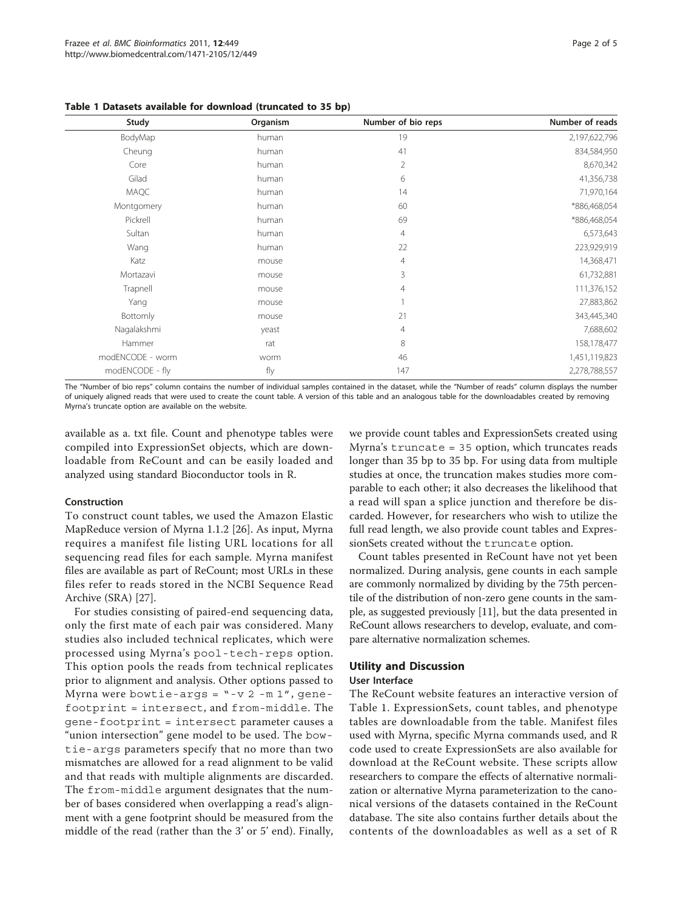**Table 1 Datasets available for download (truncated to 35 bp)**

| Study | Organism | Number of bio reps | Number of reads |
|---|---|---|---|
| BodyMap | human | 19 | 2,197,622,796 |
| Cheung | human | 41 | 834,584,950 |
| Core | human | 2 | 8,670,342 |
| Gilad | human | 6 | 41,356,738 |
| MAQC | human | 14 | 71,970,164 |
| Montgomery | human | 60 | *886,468,054 |
| Pickrell | human | 69 | *886,468,054 |
| Sultan | human | 4 | 6,573,643 |
| Wang | human | 22 | 223,929,919 |
| Katz | mouse | 4 | 14,368,471 |
| Mortazavi | mouse | 3 | 61,732,881 |
| Trapnell | mouse | 4 | 111,376,152 |
| Yang | mouse | 1 | 27,883,862 |
| Bottomly | mouse | 21 | 343,445,340 |
| Nagalakshmi | yeast | 4 | 7,688,602 |
| Hammer | rat | 8 | 158,178,477 |
| modENCODE - worm | worm | 46 | 1,451,119,823 |
| modENCODE - fly | fly | 147 | 2,278,788,557 |

The "Number of bio reps" column contains the number of individual samples contained in the dataset, while the "Number of reads" column displays the number of uniquely aligned reads that were used to create the count table. A version of this table and an analogous table for the downloadables created by removing Myrna's truncate option are available on the website.

available as a. txt file. Count and phenotype tables were compiled into ExpressionSet objects, which are downloadable from ReCount and can be easily loaded and analyzed using standard Bioconductor tools in R.

### Construction

To construct count tables, we used the Amazon Elastic MapReduce version of Myrna 1.1.2 [26]. As input, Myrna requires a manifest file listing URL locations for all sequencing read files for each sample. Myrna manifest files are available as part of ReCount; most URLs in these files refer to reads stored in the NCBI Sequence Read Archive (SRA) [27].

For studies consisting of paired-end sequencing data, only the first mate of each pair was considered. Many studies also included technical replicates, which were processed using Myrna's `pool-tech-reps` option. This option pools the reads from technical replicates prior to alignment and analysis. Other options passed to Myrna were `bowtie-args = "-v 2 -m 1"`, `gene-footprint = intersect`, and `from-middle`. The `gene-footprint = intersect` parameter causes a "union intersection" gene model to be used. The `bowtie-args` parameters specify that no more than two mismatches are allowed for a read alignment to be valid and that reads with multiple alignments are discarded. The `from-middle` argument designates that the number of bases considered when overlapping a read's alignment with a gene footprint should be measured from the middle of the read (rather than the 3' or 5' end). Finally, we provide count tables and ExpressionSets created using Myrna's `truncate = 35` option, which truncates reads longer than 35 bp to 35 bp. For using data from multiple studies at once, the truncation makes studies more comparable to each other; it also decreases the likelihood that a read will span a splice junction and therefore be discarded. However, for researchers who wish to utilize the full read length, we also provide count tables and ExpressionSets created without the `truncate` option.

Count tables presented in ReCount have not yet been normalized. During analysis, gene counts in each sample are commonly normalized by dividing by the 75th percentile of the distribution of non-zero gene counts in the sample, as suggested previously [11], but the data presented in ReCount allows researchers to develop, evaluate, and compare alternative normalization schemes.

## Utility and Discussion

### User Interface

The ReCount website features an interactive version of Table 1. ExpressionSets, count tables, and phenotype tables are downloadable from the table. Manifest files used with Myrna, specific Myrna commands used, and R code used to create ExpressionSets are also available for download at the ReCount website. These scripts allow researchers to compare the effects of alternative normalization or alternative Myrna parameterization to the canonical versions of the datasets contained in the ReCount database. The site also contains further details about the contents of the downloadables as well as a set of R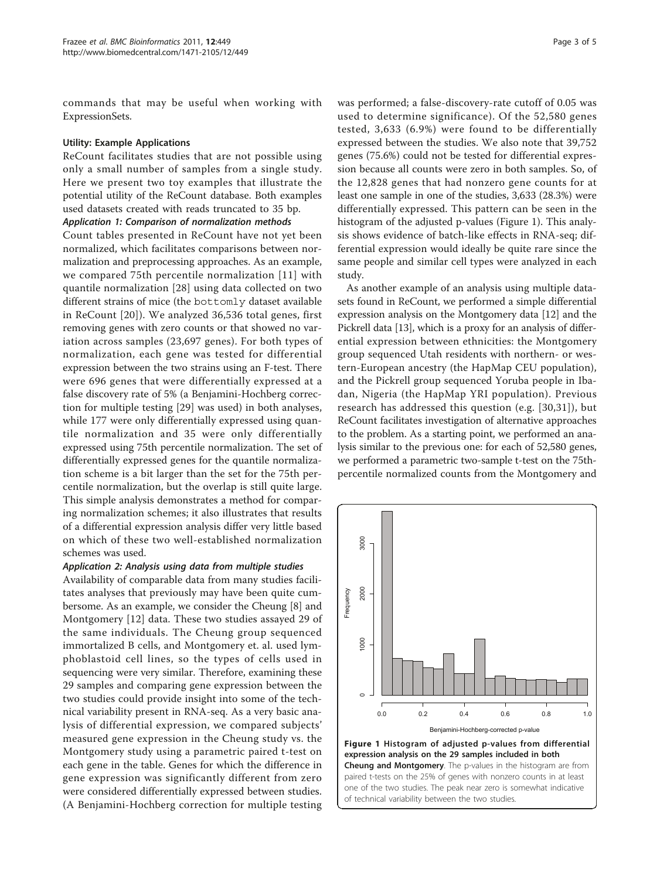commands that may be useful when working with ExpressionSets.

### Utility: Example Applications

ReCount facilitates studies that are not possible using only a small number of samples from a single study. Here we present two toy examples that illustrate the potential utility of the ReCount database. Both examples used datasets created with reads truncated to 35 bp.

#### *Application 1: Comparison of normalization methods*

Count tables presented in ReCount have not yet been normalized, which facilitates comparisons between normalization and preprocessing approaches. As an example, we compared 75th percentile normalization [11] with quantile normalization [28] using data collected on two different strains of mice (the `bottomly` dataset available in ReCount [20]). We analyzed 36,536 total genes, first removing genes with zero counts or that showed no variation across samples (23,697 genes). For both types of normalization, each gene was tested for differential expression between the two strains using an F-test. There were 696 genes that were differentially expressed at a false discovery rate of 5% (a Benjamini-Hochberg correction for multiple testing [29] was used) in both analyses, while 177 were only differentially expressed using quantile normalization and 35 were only differentially expressed using 75th percentile normalization. The set of differentially expressed genes for the quantile normalization scheme is a bit larger than the set for the 75th percentile normalization, but the overlap is still quite large. This simple analysis demonstrates a method for comparing normalization schemes; it also illustrates that results of a differential expression analysis differ very little based on which of these two well-established normalization schemes was used.

#### *Application 2: Analysis using data from multiple studies*

Availability of comparable data from many studies facilitates analyses that previously may have been quite cumbersome. As an example, we consider the Cheung [8] and Montgomery [12] data. These two studies assayed 29 of the same individuals. The Cheung group sequenced immortalized B cells, and Montgomery et. al. used lymphoblastoid cell lines, so the types of cells used in sequencing were very similar. Therefore, examining these 29 samples and comparing gene expression between the two studies could provide insight into some of the technical variability present in RNA-seq. As a very basic analysis of differential expression, we compared subjects' measured gene expression in the Cheung study vs. the Montgomery study using a parametric paired t-test on each gene in the table. Genes for which the difference in gene expression was significantly different from zero were considered differentially expressed between studies. (A Benjamini-Hochberg correction for multiple testing was performed; a false-discovery-rate cutoff of 0.05 was used to determine significance). Of the 52,580 genes tested, 3,633 (6.9%) were found to be differentially expressed between the studies. We also note that 39,752 genes (75.6%) could not be tested for differential expression because all counts were zero in both samples. So, of the 12,828 genes that had nonzero gene counts for at least one sample in one of the studies, 3,633 (28.3%) were differentially expressed. This pattern can be seen in the histogram of the adjusted p-values (Figure 1). This analysis shows evidence of batch-like effects in RNA-seq; differential expression would ideally be quite rare since the same people and similar cell types were analyzed in each study.

As another example of an analysis using multiple datasets found in ReCount, we performed a simple differential expression analysis on the Montgomery data [12] and the Pickrell data [13], which is a proxy for an analysis of differential expression between ethnicities: the Montgomery group sequenced Utah residents with northern- or western-European ancestry (the HapMap CEU population), and the Pickrell group sequenced Yoruba people in Ibadan, Nigeria (the HapMap YRI population). Previous research has addressed this question (e.g. [30,31]), but ReCount facilitates investigation of alternative approaches to the problem. As a starting point, we performed an analysis similar to the previous one: for each of 52,580 genes, we performed a parametric two-sample t-test on the 75th-percentile normalized counts from the Montgomery and

**Figure 1 Histogram of adjusted p-values from differential expression analysis on the 29 samples included in both Cheung and Montgomery**. The p-values in the histogram are from paired t-tests on the 25% of genes with nonzero counts in at least one of the two studies. The peak near zero is somewhat indicative of technical variability between the two studies.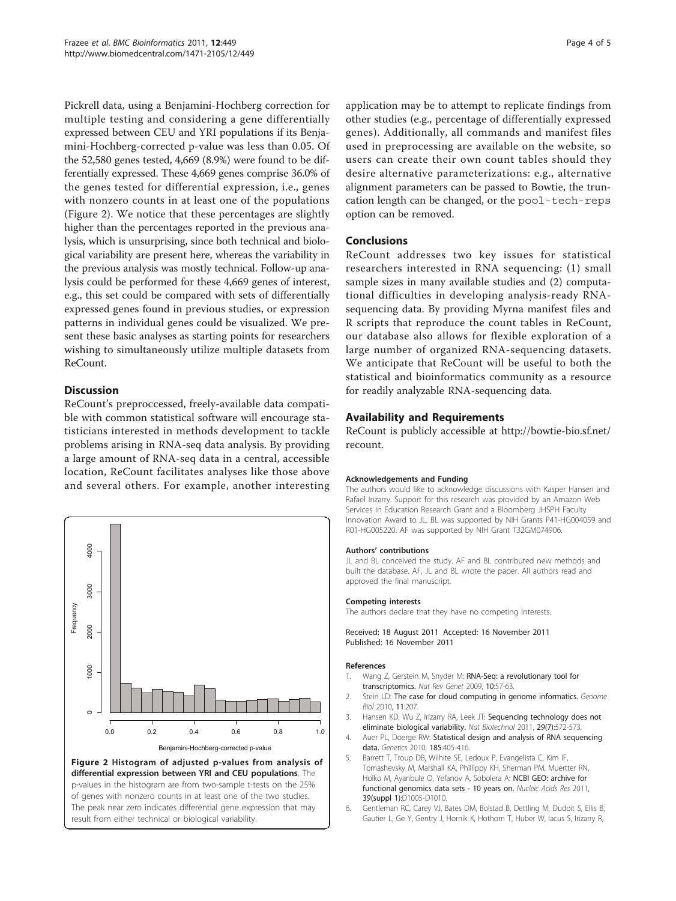Pickrell data, using a Benjamini-Hochberg correction for multiple testing and considering a gene differentially expressed between CEU and YRI populations if its Benjamini-Hochberg-corrected p-value was less than 0.05. Of the 52,580 genes tested, 4,669 (8.9%) were found to be differentially expressed. These 4,669 genes comprise 36.0% of the genes tested for differential expression, i.e., genes with nonzero counts in at least one of the populations (Figure 2). We notice that these percentages are slightly higher than the percentages reported in the previous analysis, which is unsurprising, since both technical and biological variability are present here, whereas the variability in the previous analysis was mostly technical. Follow-up analysis could be performed for these 4,669 genes of interest, e.g., this set could be compared with sets of differentially expressed genes found in previous studies, or expression patterns in individual genes could be visualized. We present these basic analyses as starting points for researchers wishing to simultaneously utilize multiple datasets from ReCount.

## Discussion

ReCount's preproccessed, freely-available data compatible with common statistical software will encourage statisticians interested in methods development to tackle problems arising in RNA-seq data analysis. By providing a large amount of RNA-seq data in a central, accessible location, ReCount facilitates analyses like those above and several others. For example, another interesting application may be to attempt to replicate findings from other studies (e.g., percentage of differentially expressed genes). Additionally, all commands and manifest files used in preprocessing are available on the website, so users can create their own count tables should they desire alternative parameterizations: e.g., alternative alignment parameters can be passed to Bowtie, the truncation length can be changed, or the `pool-tech-reps` option can be removed.

**Figure 2 Histogram of adjusted p-values from analysis of differential expression between YRI and CEU populations**. The p-values in the histogram are from two-sample t-tests on the 25% of genes with nonzero counts in at least one of the two studies. The peak near zero indicates differential gene expression that may result from either technical or biological variability.

## Conclusions

ReCount addresses two key issues for statistical researchers interested in RNA sequencing: (1) small sample sizes in many available studies and (2) computational difficulties in developing analysis-ready RNA-sequencing data. By providing Myrna manifest files and R scripts that reproduce the count tables in ReCount, our database also allows for flexible exploration of a large number of organized RNA-sequencing datasets. We anticipate that ReCount will be useful to both the statistical and bioinformatics community as a resource for readily analyzable RNA-sequencing data.

## Availability and Requirements

ReCount is publicly accessible at http://bowtie-bio.sf.net/recount.

#### Acknowledgements and Funding

The authors would like to acknowledge discussions with Kasper Hansen and Rafael Irizarry. Support for this research was provided by an Amazon Web Services in Education Research Grant and a Bloomberg JHSPH Faculty Innovation Award to JL. BL was supported by NIH Grants P41-HG004059 and R01-HG005220. AF was supported by NIH Grant T32GM074906.

#### Authors' contributions

JL and BL conceived the study. AF and BL contributed new methods and built the database. AF, JL and BL wrote the paper. All authors read and approved the final manuscript.

#### Competing interests

The authors declare that they have no competing interests.

Received: 18 August 2011 Accepted: 16 November 2011
Published: 16 November 2011

#### References

1. Wang Z, Gerstein M, Snyder M: **RNA-Seq: a revolutionary tool for transcriptomics.** *Nat Rev Genet* 2009, **10**:57-63.
2. Stein LD: **The case for cloud computing in genome informatics.** *Genome Biol* 2010, **11**:207.
3. Hansen KD, Wu Z, Irizarry RA, Leek JT: **Sequencing technology does not eliminate biological variability.** *Nat Biotechnol* 2011, **29(7)**:572-573.
4. Auer PL, Doerge RW: **Statistical design and analysis of RNA sequencing data.** *Genetics* 2010, **185**:405-416.
5. Barrett T, Troup DB, Wilhite SE, Ledoux P, Evangelista C, Kim IF, Tomashevsky M, Marshall KA, Phillippy KH, Sherman PM, Muertter RN, Holko M, Ayanbule O, Yefanov A, Sobolera A: **NCBI GEO: archive for functional genomics data sets - 10 years on.** *Nucleic Acids Res* 2011, **39(suppl 1)**:D1005-D1010.
6. Gentleman RC, Carey VJ, Bates DM, Bolstad B, Dettling M, Dudoit S, Ellis B, Gautier L, Ge Y, Gentry J, Hornik K, Hothorn T, Huber W, Iacus S, Irizarry R,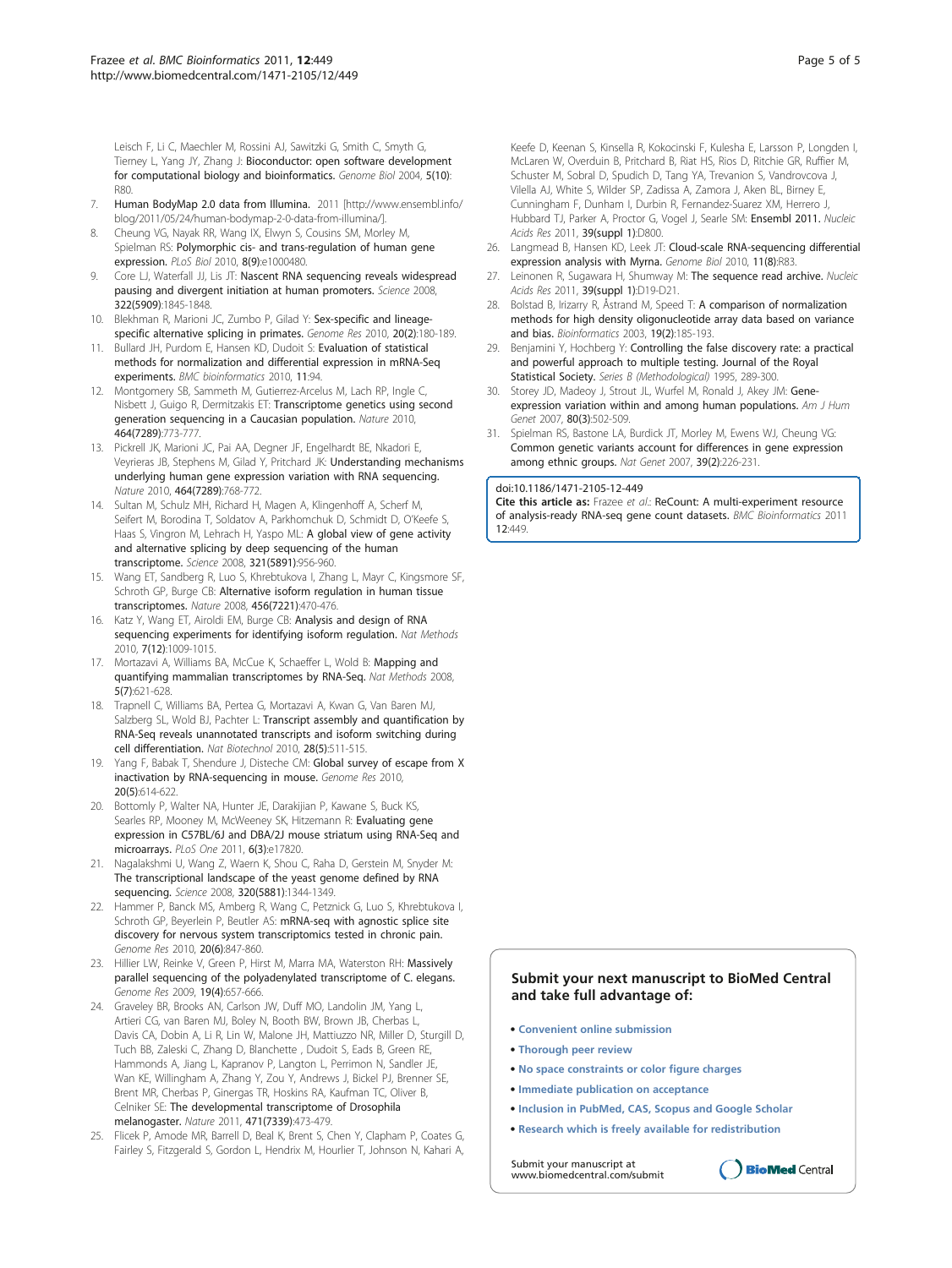Leisch F, Li C, Maechler M, Rossini AJ, Sawitzki G, Smith C, Smyth G, Tierney L, Yang JY, Zhang J: **Bioconductor: open software development for computational biology and bioinformatics.** *Genome Biol* 2004, **5(10)**: R80.

7. **Human BodyMap 2.0 data from Illumina.** 2011 [http://www.ensembl.info/blog/2011/05/24/human-bodymap-2-0-data-from-illumina/].
8. Cheung VG, Nayak RR, Wang IX, Elwyn S, Cousins SM, Morley M, Spielman RS: **Polymorphic cis- and trans-regulation of human gene expression.** *PLoS Biol* 2010, **8(9)**:e1000480.
9. Core LJ, Waterfall JJ, Lis JT: **Nascent RNA sequencing reveals widespread pausing and divergent initiation at human promoters.** *Science* 2008, **322(5909)**:1845-1848.
10. Blekhman R, Marioni JC, Zumbo P, Gilad Y: **Sex-specific and lineage-specific alternative splicing in primates.** *Genome Res* 2010, **20(2)**:180-189.
11. Bullard JH, Purdom E, Hansen KD, Dudoit S: **Evaluation of statistical methods for normalization and differential expression in mRNA-Seq experiments.** *BMC bioinformatics* 2010, **11**:94.
12. Montgomery SB, Sammeth M, Gutierrez-Arcelus M, Lach RP, Ingle C, Nisbett J, Guigo R, Dermitzakis ET: **Transcriptome genetics using second generation sequencing in a Caucasian population.** *Nature* 2010, **464(7289)**:773-777.
13. Pickrell JK, Marioni JC, Pai AA, Degner JF, Engelhardt BE, Nkadori E, Veyrieras JB, Stephens M, Gilad Y, Pritchard JK: **Understanding mechanisms underlying human gene expression variation with RNA sequencing.** *Nature* 2010, **464(7289)**:768-772.
14. Sultan M, Schulz MH, Richard H, Magen A, Klingenhoff A, Scherf M, Seifert M, Borodina T, Soldatov A, Parkhomchuk D, Schmidt D, O'Keefe S, Haas S, Vingron M, Lehrach H, Yaspo ML: **A global view of gene activity and alternative splicing by deep sequencing of the human transcriptome.** *Science* 2008, **321(5891)**:956-960.
15. Wang ET, Sandberg R, Luo S, Khrebtukova I, Zhang L, Mayr C, Kingsmore SF, Schroth GP, Burge CB: **Alternative isoform regulation in human tissue transcriptomes.** *Nature* 2008, **456(7221)**:470-476.
16. Katz Y, Wang ET, Airoldi EM, Burge CB: **Analysis and design of RNA sequencing experiments for identifying isoform regulation.** *Nat Methods* 2010, **7(12)**:1009-1015.
17. Mortazavi A, Williams BA, McCue K, Schaeffer L, Wold B: **Mapping and quantifying mammalian transcriptomes by RNA-Seq.** *Nat Methods* 2008, **5(7)**:621-628.
18. Trapnell C, Williams BA, Pertea G, Mortazavi A, Kwan G, Van Baren MJ, Salzberg SL, Wold BJ, Pachter L: **Transcript assembly and quantification by RNA-Seq reveals unannotated transcripts and isoform switching during cell differentiation.** *Nat Biotechnol* 2010, **28(5)**:511-515.
19. Yang F, Babak T, Shendure J, Disteche CM: **Global survey of escape from X inactivation by RNA-sequencing in mouse.** *Genome Res* 2010, **20(5)**:614-622.
20. Bottomly P, Walter NA, Hunter JE, Darakjian P, Kawane S, Buck KS, Searles RP, Mooney M, McWeeney SK, Hitzemann R: **Evaluating gene expression in C57BL/6J and DBA/2J mouse striatum using RNA-Seq and microarrays.** *PLoS One* 2011, **6(3)**:e17820.
21. Nagalakshmi U, Wang Z, Waern K, Shou C, Raha D, Gerstein M, Snyder M: **The transcriptional landscape of the yeast genome defined by RNA sequencing.** *Science* 2008, **320(5881)**:1344-1349.
22. Hammer P, Banck MS, Amberg R, Wang C, Petznick G, Luo S, Khrebtukova I, Schroth GP, Beyerlein P, Beutler AS: **mRNA-seq with agnostic splice site discovery for nervous system transcriptomics tested in chronic pain.** *Genome Res* 2010, **20(6)**:847-860.
23. Hillier LW, Reinke V, Green P, Hirst M, Marra MA, Waterston RH: **Massively parallel sequencing of the polyadenylated transcriptome of C. elegans.** *Genome Res* 2009, **19(4)**:657-666.
24. Graveley BR, Brooks AN, Carlson JW, Duff MO, Landolin JM, Yang L, Artieri CG, van Baren MJ, Boley N, Booth BW, Brown JB, Cherbas L, Davis CA, Dobin A, Li R, Lin W, Malone JH, Mattiuzzo NR, Miller D, Sturgill D, Tuch BB, Zaleski C, Zhang D, Blanchette , Dudoit S, Eads B, Green RE, Hammonds A, Jiang L, Kapranov P, Langton L, Perrimon N, Sandler JE, Wan KE, Willingham A, Zhang Y, Zou Y, Andrews J, Bickel PJ, Brenner SE, Brent MR, Cherbas P, Gingeras TR, Hoskins RA, Kaufman TC, Oliver B, Celniker SE: **The developmental transcriptome of Drosophila melanogaster.** *Nature* 2011, **471(7339)**:473-479.
25. Flicek P, Amode MR, Barrell D, Beal K, Brent S, Chen Y, Clapham P, Coates G, Fairley S, Fitzgerald S, Gordon L, Hendrix M, Hourlier T, Johnson N, Kahari A, Keefe D, Keenan S, Kinsella R, Kokocinski F, Kulesha E, Larsson P, Longden I, McLaren W, Overduin B, Pritchard B, Riat HS, Rios D, Ritchie GR, Ruffier M, Schuster M, Sobral D, Spudich D, Tang YA, Trevanion S, Vandrovcova J, Vilella AJ, White S, Wilder SP, Zadissa A, Zamora J, Aken BL, Birney E, Cunningham F, Dunham I, Durbin R, Fernandez-Suarez XM, Herrero J, Hubbard TJ, Parker A, Proctor G, Vogel J, Searle SM: **Ensembl 2011.** *Nucleic Acids Res* 2011, **39(suppl 1)**:D800.
26. Langmead B, Hansen KD, Leek JT: **Cloud-scale RNA-sequencing differential expression analysis with Myrna.** *Genome Biol* 2010, **11(8)**:R83.
27. Leinonen R, Sugawara H, Shumway M: **The sequence read archive.** *Nucleic Acids Res* 2011, **39(suppl 1)**:D19-D21.
28. Bolstad B, Irizarry R, Åstrand M, Speed T: **A comparison of normalization methods for high density oligonucleotide array data based on variance and bias.** *Bioinformatics* 2003, **19(2)**:185-193.
29. Benjamini Y, Hochberg Y: **Controlling the false discovery rate: a practical and powerful approach to multiple testing.** Journal of the Royal Statistical Society. *Series B (Methodological)* 1995, 289-300.
30. Storey JD, Madeoy J, Strout JL, Wurfel M, Ronald J, Akey JM: **Gene-expression variation within and among human populations.** *Am J Hum Genet* 2007, **80(3)**:502-509.
31. Spielman RS, Bastone LA, Burdick JT, Morley M, Ewens WJ, Cheung VG: **Common genetic variants account for differences in gene expression among ethnic groups.** *Nat Genet* 2007, **39(2)**:226-231.

doi:10.1186/1471-2105-12-449

**Cite this article as:** Frazee *et al.*: ReCount: A multi-experiment resource of analysis-ready RNA-seq gene count datasets. *BMC Bioinformatics* 2011 **12**:449.

**Submit your next manuscript to BioMed Central and take full advantage of:**

- **Convenient online submission**
- **Thorough peer review**
- **No space constraints or color figure charges**
- **Immediate publication on acceptance**
- **Inclusion in PubMed, CAS, Scopus and Google Scholar**
- **Research which is freely available for redistribution**

Submit your manuscript at www.biomedcentral.com/submit

BioMed Central